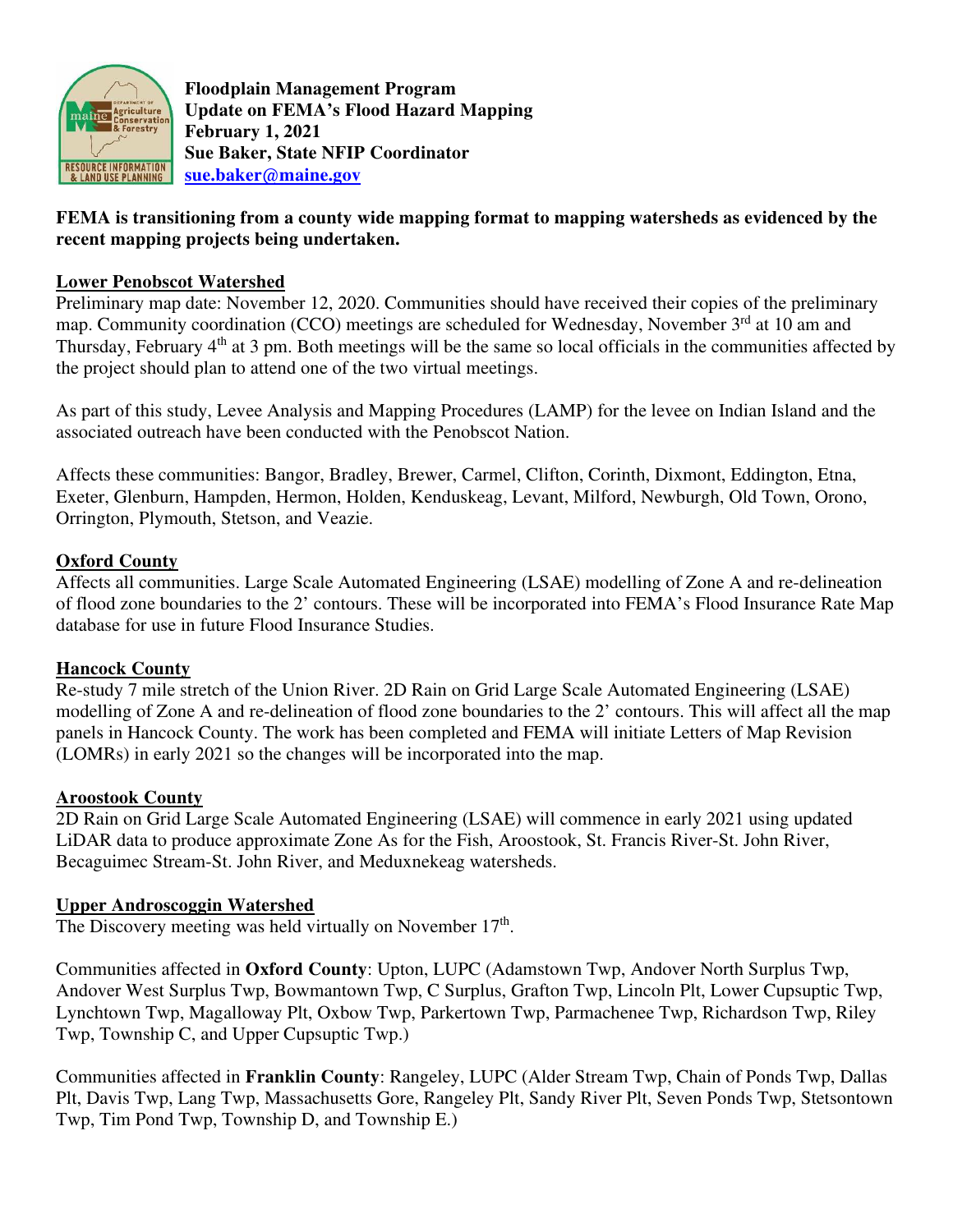**Floodplain Management Program**
**Update on FEMA's Flood Hazard Mapping**
**February 1, 2021**
**Sue Baker, State NFIP Coordinator**
**sue.baker@maine.gov**

**FEMA is transitioning from a county wide mapping format to mapping watersheds as evidenced by the recent mapping projects being undertaken.**

## Lower Penobscot Watershed

Preliminary map date: November 12, 2020. Communities should have received their copies of the preliminary map. Community coordination (CCO) meetings are scheduled for Wednesday, November 3rd at 10 am and Thursday, February 4th at 3 pm. Both meetings will be the same so local officials in the communities affected by the project should plan to attend one of the two virtual meetings.

As part of this study, Levee Analysis and Mapping Procedures (LAMP) for the levee on Indian Island and the associated outreach have been conducted with the Penobscot Nation.

Affects these communities: Bangor, Bradley, Brewer, Carmel, Clifton, Corinth, Dixmont, Eddington, Etna, Exeter, Glenburn, Hampden, Hermon, Holden, Kenduskeag, Levant, Milford, Newburgh, Old Town, Orono, Orrington, Plymouth, Stetson, and Veazie.

## Oxford County

Affects all communities. Large Scale Automated Engineering (LSAE) modelling of Zone A and re-delineation of flood zone boundaries to the 2' contours. These will be incorporated into FEMA's Flood Insurance Rate Map database for use in future Flood Insurance Studies.

## Hancock County

Re-study 7 mile stretch of the Union River. 2D Rain on Grid Large Scale Automated Engineering (LSAE) modelling of Zone A and re-delineation of flood zone boundaries to the 2' contours. This will affect all the map panels in Hancock County. The work has been completed and FEMA will initiate Letters of Map Revision (LOMRs) in early 2021 so the changes will be incorporated into the map.

## Aroostook County

2D Rain on Grid Large Scale Automated Engineering (LSAE) will commence in early 2021 using updated LiDAR data to produce approximate Zone As for the Fish, Aroostook, St. Francis River-St. John River, Becaguimec Stream-St. John River, and Meduxnekeag watersheds.

## Upper Androscoggin Watershed

The Discovery meeting was held virtually on November 17th.

Communities affected in **Oxford County**: Upton, LUPC (Adamstown Twp, Andover North Surplus Twp, Andover West Surplus Twp, Bowmantown Twp, C Surplus, Grafton Twp, Lincoln Plt, Lower Cupsuptic Twp, Lynchtown Twp, Magalloway Plt, Oxbow Twp, Parkertown Twp, Parmachenee Twp, Richardson Twp, Riley Twp, Township C, and Upper Cupsuptic Twp.)

Communities affected in **Franklin County**: Rangeley, LUPC (Alder Stream Twp, Chain of Ponds Twp, Dallas Plt, Davis Twp, Lang Twp, Massachusetts Gore, Rangeley Plt, Sandy River Plt, Seven Ponds Twp, Stetsontown Twp, Tim Pond Twp, Township D, and Township E.)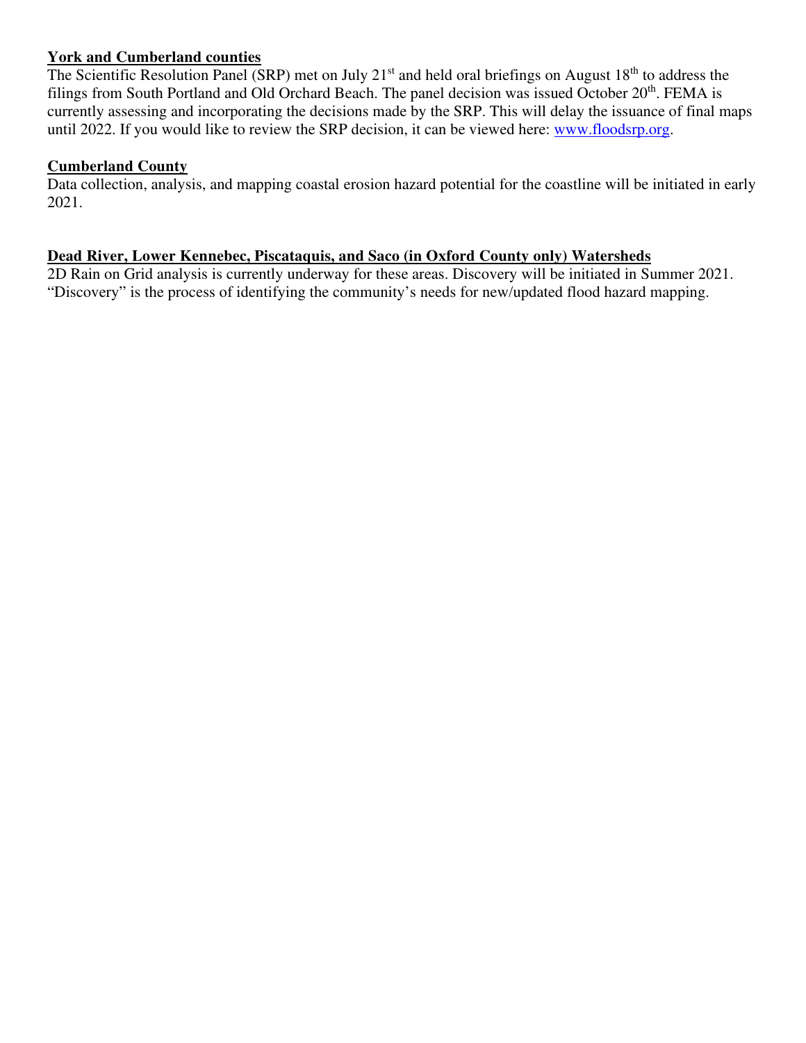**York and Cumberland counties**

The Scientific Resolution Panel (SRP) met on July 21st and held oral briefings on August 18th to address the filings from South Portland and Old Orchard Beach. The panel decision was issued October 20th. FEMA is currently assessing and incorporating the decisions made by the SRP. This will delay the issuance of final maps until 2022. If you would like to review the SRP decision, it can be viewed here: [www.floodsrp.org](www.floodsrp.org).

**Cumberland County**

Data collection, analysis, and mapping coastal erosion hazard potential for the coastline will be initiated in early 2021.

**Dead River, Lower Kennebec, Piscataquis, and Saco (in Oxford County only) Watersheds**

2D Rain on Grid analysis is currently underway for these areas. Discovery will be initiated in Summer 2021. "Discovery" is the process of identifying the community's needs for new/updated flood hazard mapping.